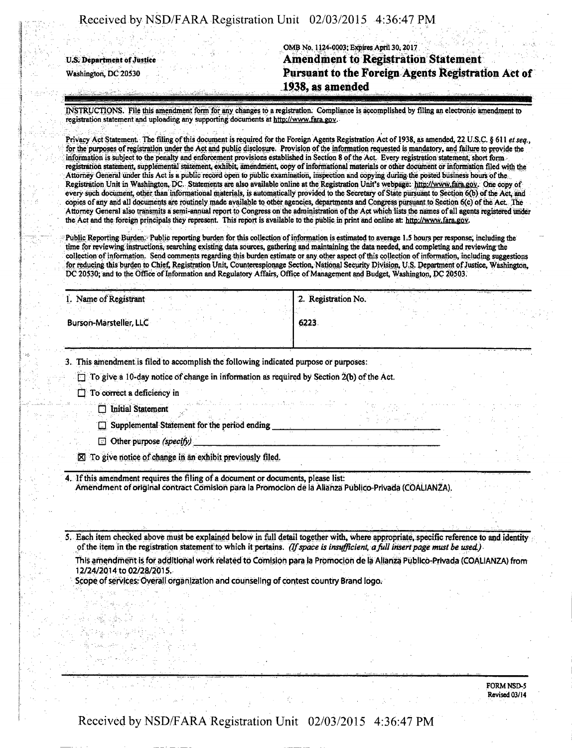U.S. Department of Justice
Washington, DC 20530

OMB No. 1124-0003; Expires April 30, 2017

# Amendment to Registration Statement Pursuant to the Foreign Agents Registration Act of 1938, as amended

INSTRUCTIONS. File this amendment form for any changes to a registration. Compliance is accomplished by filing an electronic amendment to registration statement and uploading any supporting documents at http://www.fara.gov.

Privacy Act Statement. The filing of this document is required for the Foreign Agents Registration Act of 1938, as amended, 22 U.S.C. § 611 *et seq.*, for the purposes of registration under the Act and public disclosure. Provision of the information requested is mandatory, and failure to provide the information is subject to the penalty and enforcement provisions established in Section 8 of the Act. Every registration statement, short form registration statement, supplemental statement, exhibit, amendment, copy of informational materials or other document or information filed with the Attorney General under this Act is a public record open to public examination, inspection and copying during the posted business hours of the Registration Unit in Washington, DC. Statements are also available online at the Registration Unit's webpage: http://www.fara.gov. One copy of every such document, other than informational materials, is automatically provided to the Secretary of State pursuant to Section 6(b) of the Act, and copies of any and all documents are routinely made available to other agencies, departments and Congress pursuant to Section 6(c) of the Act. The Attorney General also transmits a semi-annual report to Congress on the administration of the Act which lists the names of all agents registered under the Act and the foreign principals they represent. This report is available to the public in print and online at: http://www.fara.gov.

Public Reporting Burden. Public reporting burden for this collection of information is estimated to average 1.5 hours per response, including the time for reviewing instructions, searching existing data sources, gathering and maintaining the data needed, and completing and reviewing the collection of information. Send comments regarding this burden estimate or any other aspect of this collection of information, including suggestions for reducing this burden to Chief, Registration Unit, Counterespionage Section, National Security Division, U.S. Department of Justice, Washington, DC 20530; and to the Office of Information and Regulatory Affairs, Office of Management and Budget, Washington, DC 20503.

| 1. Name of Registrant | 2. Registration No. |
|---|---|
| Burson-Marsteller, LLC | 6223 |

3. This amendment is filed to accomplish the following indicated purpose or purposes:

- ☐ To give a 10-day notice of change in information as required by Section 2(b) of the Act.
- ☐ To correct a deficiency in
  - ☐ Initial Statement
  - ☐ Supplemental Statement for the period ending ____________________
  - ☐ Other purpose *(specify)* ____________________
- ☒ To give notice of change in an exhibit previously filed.

4. If this amendment requires the filing of a document or documents, please list:
Amendment of original contract Comision para la Promocion de la Alianza Publico-Privada (COALIANZA).

5. Each item checked above must be explained below in full detail together with, where appropriate, specific reference to and identity of the item in the registration statement to which it pertains. *(If space is insufficient, a full insert page must be used.)*

This amendment is for additional work related to Comision para la Promocion de la Alianza Publico-Privada (COALIANZA) from 12/24/2014 to 02/28/2015.

Scope of services: Overall organization and counseling of contest country Brand logo.

FORM NSD-5
Revised 03/14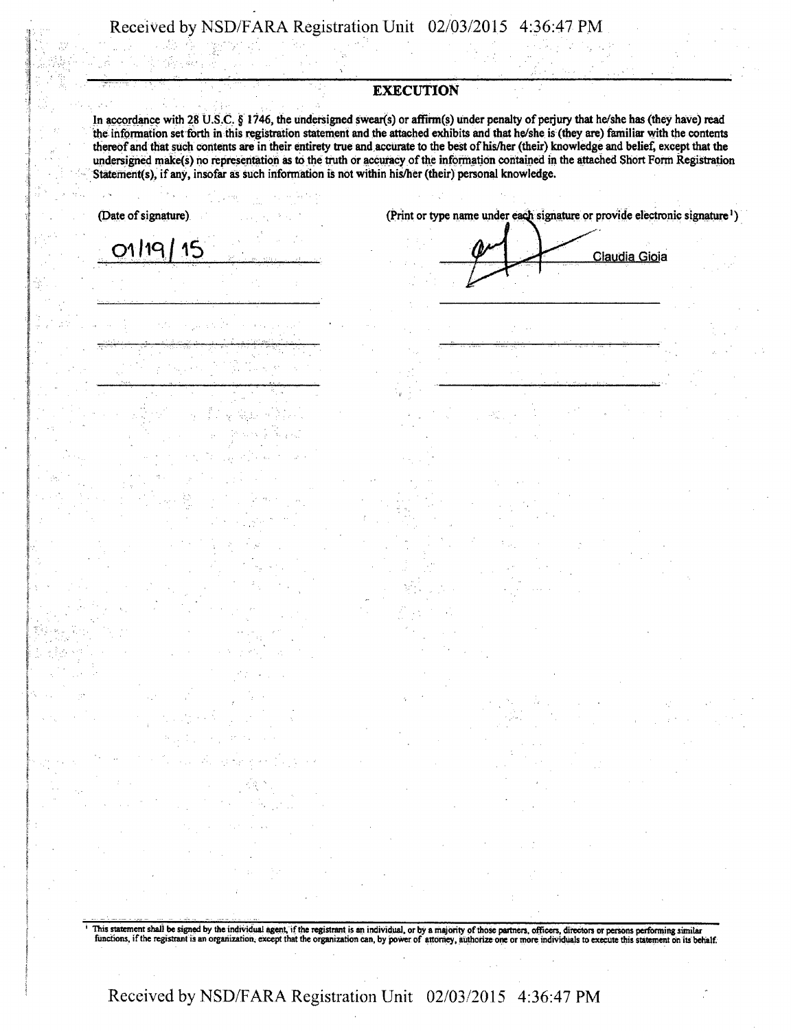## EXECUTION

In accordance with 28 U.S.C. § 1746, the undersigned swear(s) or affirm(s) under penalty of perjury that he/she has (they have) read the information set forth in this registration statement and the attached exhibits and that he/she is (they are) familiar with the contents thereof and that such contents are in their entirety true and accurate to the best of his/her (their) knowledge and belief, except that the undersigned make(s) no representation as to the truth or accuracy of the information contained in the attached Short Form Registration Statement(s), if any, insofar as such information is not within his/her (their) personal knowledge.

| (Date of signature) | (Print or type name under each signature or provide electronic signature[1]) |
| --- | --- |
| 01/19/15 | Claudia Gioia |
| | |
| | |
| | |

[1] This statement shall be signed by the individual agent, if the registrant is an individual, or by a majority of those partners, officers, directors or persons performing similar functions, if the registrant is an organization, except that the organization can, by power of attorney, authorize one or more individuals to execute this statement on its behalf.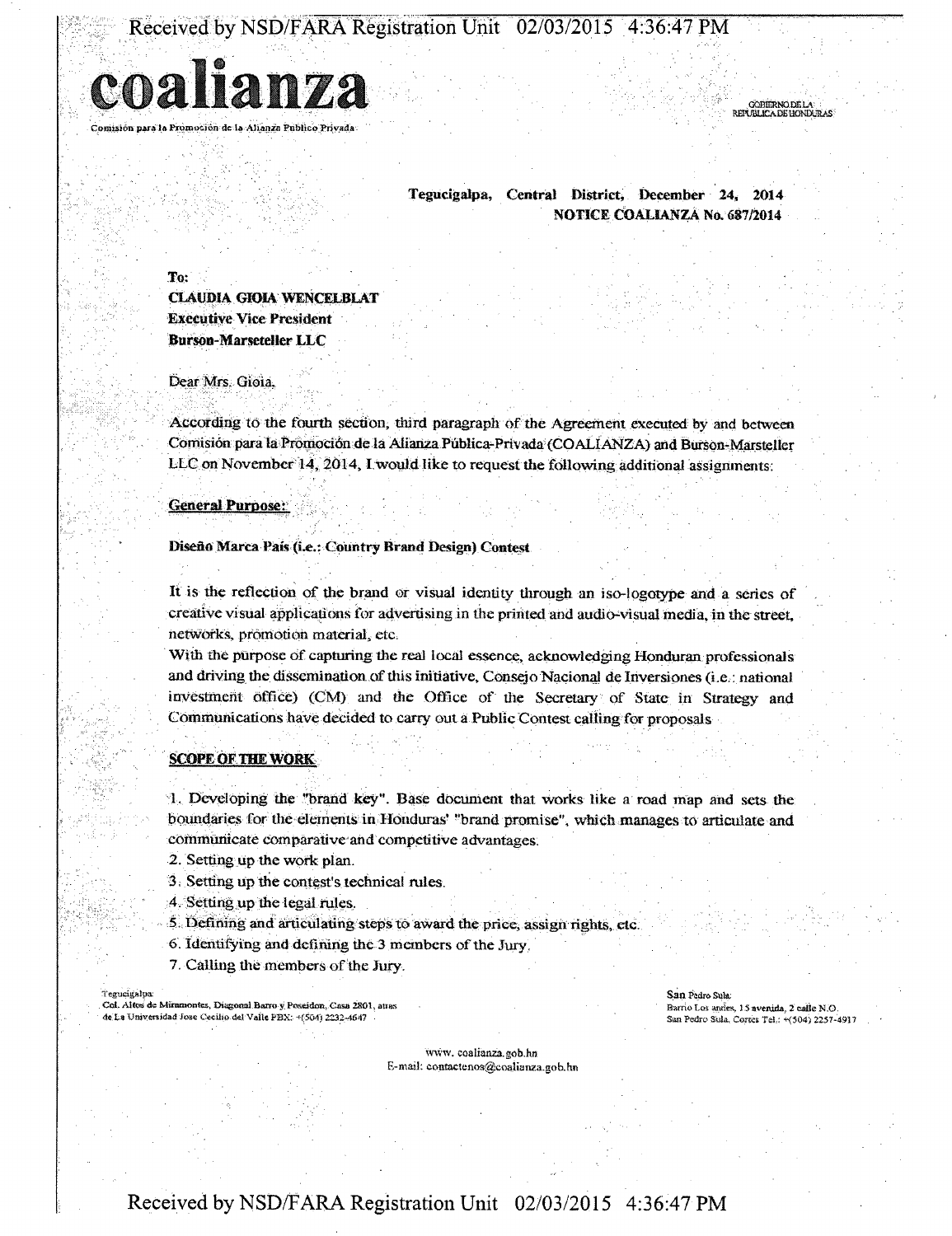# coalianza

Comisión para la Promoción de la Alianza Público Privada

GOBIERNO DE LA REPÚBLICA DE HONDURAS

**Tegucigalpa, Central District, December 24, 2014**
**NOTICE COALIANZA No. 687/2014**

**To:**
**CLAUDIA GIOIA WENCELBLAT**
**Executive Vice President**
**Burson-Marsteller LLC**

Dear Mrs. Gioia,

According to the fourth section, third paragraph of the Agreement executed by and between Comisión para la Promoción de la Alianza Pública-Privada (COALIANZA) and Burson-Marsteller LLC on November 14, 2014, I would like to request the following additional assignments:

**General Purpose:**

**Diseño Marca País (i.e.: Country Brand Design) Contest**

It is the reflection of the brand or visual identity through an iso-logotype and a series of creative visual applications for advertising in the printed and audio-visual media, in the street, networks, promotion material, etc.

With the purpose of capturing the real local essence, acknowledging Honduran professionals and driving the dissemination of this initiative, Consejo Nacional de Inversiones (i.e.: national investment office) (CNI) and the Office of the Secretary of State in Strategy and Communications have decided to carry out a Public Contest calling for proposals

**SCOPE OF THE WORK**

1. Developing the "brand key". Base document that works like a road map and sets the boundaries for the elements in Honduras' "brand promise", which manages to articulate and communicate comparative and competitive advantages.
2. Setting up the work plan.
3. Setting up the contest's technical rules.
4. Setting up the legal rules.
5. Defining and articulating steps to award the price, assign rights, etc.
6. Identifying and defining the 3 members of the Jury.
7. Calling the members of the Jury.

Tegucigalpa:
Col. Altos de Miramontes, Diagonal Barro y Poseidon, Casa 2801, atras de La Universidad Jose Cecilio del Valle PBX: +(504) 2232-4647

San Pedro Sula:
Barrio Los andes, 15 avenida, 2 calle N.O.
San Pedro Sula, Cortes Tel.: +(504) 2257-4917

www.coalianza.gob.hn
E-mail: contactenos@coalianza.gob.hn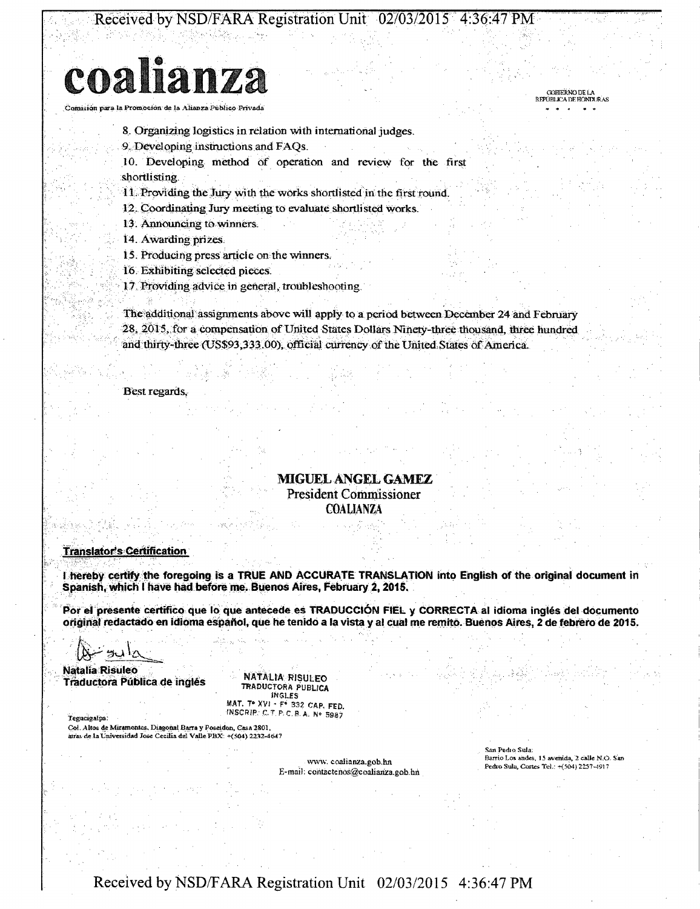# coalianza

Comisión para la Promoción de la Alianza Público Privada

GOBIERNO DE LA REPÚBLICA DE HONDURAS

8. Organizing logistics in relation with international judges.
9. Developing instructions and FAQs.
10. Developing method of operation and review for the first shortlisting.
11. Providing the Jury with the works shortlisted in the first round.
12. Coordinating Jury meeting to evaluate shortlisted works.
13. Announcing to winners.
14. Awarding prizes.
15. Producing press article on the winners.
16. Exhibiting selected pieces.
17. Providing advice in general, troubleshooting.

The additional assignments above will apply to a period between December 24 and February 28, 2015, for a compensation of United States Dollars Ninety-three thousand, three hundred and thirty-three (US$93,333.00), official currency of the United States of America.

Best regards,

**MIGUEL ANGEL GAMEZ**
President Commissioner
COALIANZA

**Translator's Certification**

**I hereby certify the foregoing is a TRUE AND ACCURATE TRANSLATION into English of the original document in Spanish, which I have had before me. Buenos Aires, February 2, 2015.**

**Por el presente certifico que lo que antecede es TRADUCCIÓN FIEL y CORRECTA al idioma inglés del documento original redactado en idioma español, que he tenido a la vista y al cual me remito. Buenos Aires, 2 de febrero de 2015.**

**Natalia Risuleo**
**Traductora Pública de inglés**

NATALIA RISULEO
TRADUCTORA PUBLICA
INGLES
MAT. T° XVI - F° 332 CAP. FED.
INSCRIP. C.T.P.C.B.A. N° 5987

Tegucigalpa:
Col. Altos de Miramontes, Diagonal Barra y Poseidon, Casa 2801, atrás de la Universidad Jose Cecilia del Valle PBX: +(504) 2232-4647

www.coalianza.gob.hn
E-mail: contactenos@coalianza.gob.hn

San Pedro Sula:
Barrio Los andes, 15 avenida, 2 calle N.O. San Pedro Sula, Cortes Tel.: +(504) 2257-4917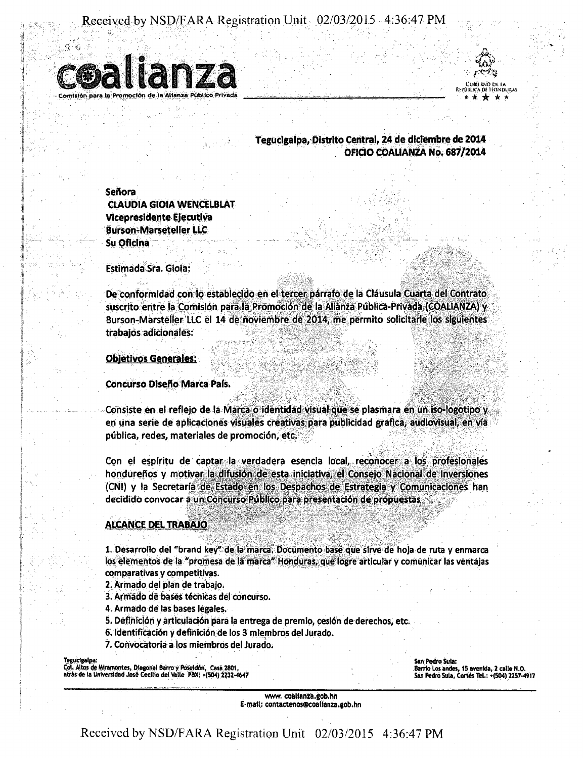# coalianza

Comisión para la Promoción de la Alianza Público Privada

GOBIERNO DE LA REPÚBLICA DE HONDURAS

**Tegucigalpa, Distrito Central, 24 de diciembre de 2014**
**OFICIO COALIANZA No. 687/2014**

**Señora**
**CLAUDIA GIOIA WENCELBLAT**
**Vicepresidente Ejecutiva**
**Burson-Marsteller LLC**
**Su Oficina**

Estimada Sra. Gioia:

De conformidad con lo establecido en el tercer párrafo de la Cláusula Cuarta del Contrato suscrito entre la Comisión para la Promoción de la Alianza Pública-Privada (COALIANZA) y Burson-Marsteller LLC el 14 de noviembre de 2014, me permito solicitarle los siguientes trabajos adicionales:

**Objetivos Generales:**

**Concurso Diseño Marca País.**

Consiste en el reflejo de la Marca o identidad visual que se plasmara en un iso-logotipo y en una serie de aplicaciones visuales creativas para publicidad grafica, audiovisual, en vía pública, redes, materiales de promoción, etc.

Con el espíritu de captar la verdadera esencia local, reconocer a los profesionales hondureños y motivar la difusión de esta iniciativa, el Consejo Nacional de Inversiones (CNI) y la Secretaría de Estado en los Despachos de Estrategia y Comunicaciones han decidido convocar a un Concurso Público para presentación de propuestas

**ALCANCE DEL TRABAJO**

1. Desarrollo del "brand key" de la marca. Documento base que sirve de hoja de ruta y enmarca los elementos de la "promesa de la marca" Honduras, que logre articular y comunicar las ventajas comparativas y competitivas.
2. Armado del plan de trabajo.
3. Armado de bases técnicas del concurso.
4. Armado de las bases legales.
5. Definición y articulación para la entrega de premio, cesión de derechos, etc.
6. Identificación y definición de los 3 miembros del Jurado.
7. Convocatoria a los miembros del Jurado.

**Tegucigalpa:**
Col. Altos de Miramontes, Diagonal Barro y Poseidón, Casa 2801,
atrás de la Universidad José Cecilio del Valle PBX: +(504) 2232-4647

**San Pedro Sula:**
Barrio Los andes, 15 avenida, 2 calle N.O.
San Pedro Sula, Cortés Tel.: +(504) 2257-4917

www.coalianza.gob.hn
E-mail: contactenos@coalianza.gob.hn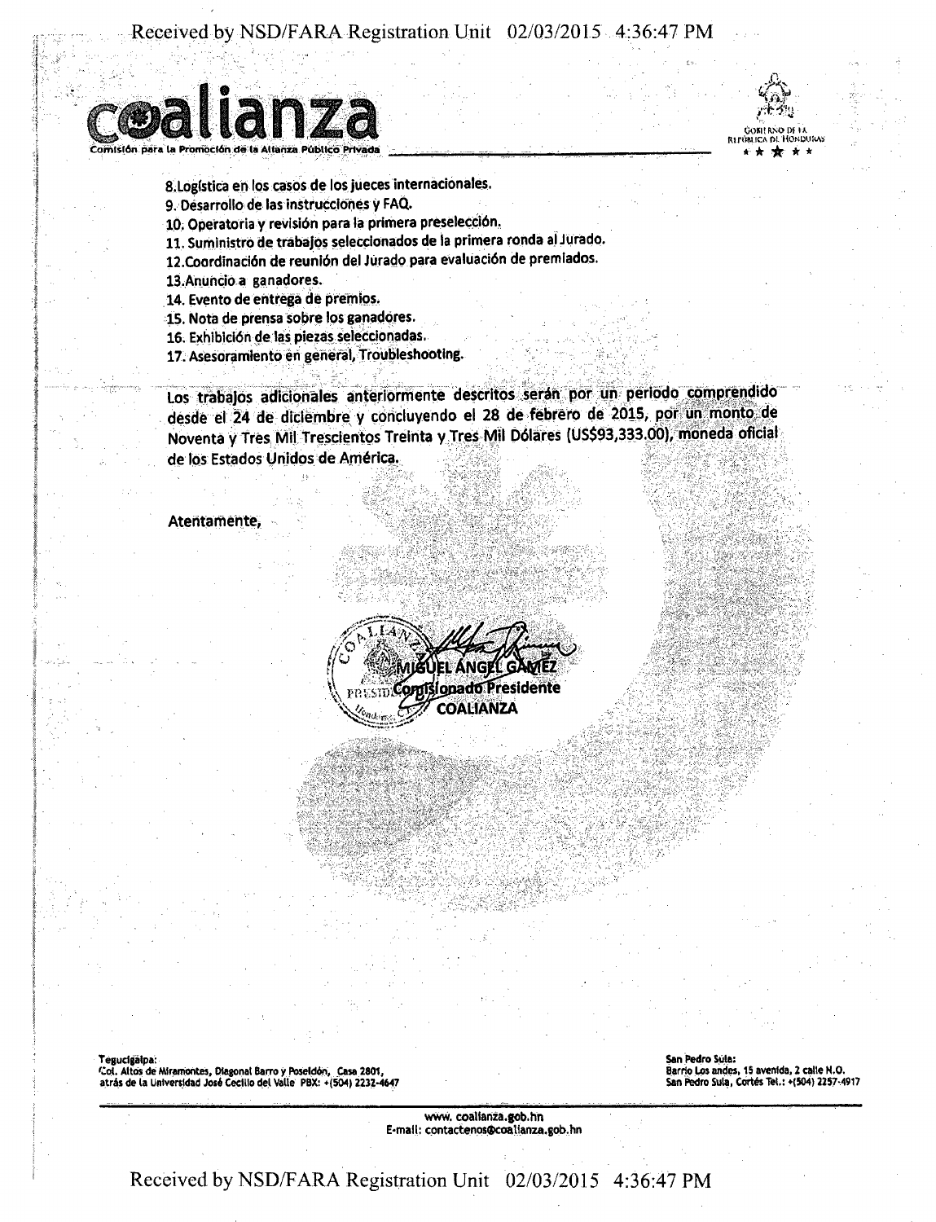8. Logística en los casos de los jueces internacionales.
9. Desarrollo de las instrucciones y FAQ.
10. Operatoria y revisión para la primera preselección.
11. Suministro de trabajos seleccionados de la primera ronda al Jurado.
12. Coordinación de reunión del Jurado para evaluación de premiados.
13. Anuncio a ganadores.
14. Evento de entrega de premios.
15. Nota de prensa sobre los ganadores.
16. Exhibición de las piezas seleccionadas.
17. Asesoramiento en general, Troubleshooting.

Los trabajos adicionales anteriormente descritos serán por un periodo comprendido desde el 24 de diciembre y concluyendo el 28 de febrero de 2015, por un monto de Noventa y Tres Mil Trescientos Treinta y Tres Mil Dólares (US$93,333.00), moneda oficial de los Estados Unidos de América.

Atentamente,

MIGUEL ÁNGEL GÁMEZ
Comisionado Presidente
COALIANZA

Tegucigalpa:
Col. Altos de Miramontes, Diagonal Barro y Poseidón, Casa 2801,
atrás de la Universidad José Cecilio del Valle PBX: +(504) 2232-4647

San Pedro Sula:
Barrio Los andes, 15 avenida, 2 calle N.O.
San Pedro Sula, Cortés Tel.: +(504) 2257-4917

www.coalianza.gob.hn
E-mail: contactenos@coalianza.gob.hn